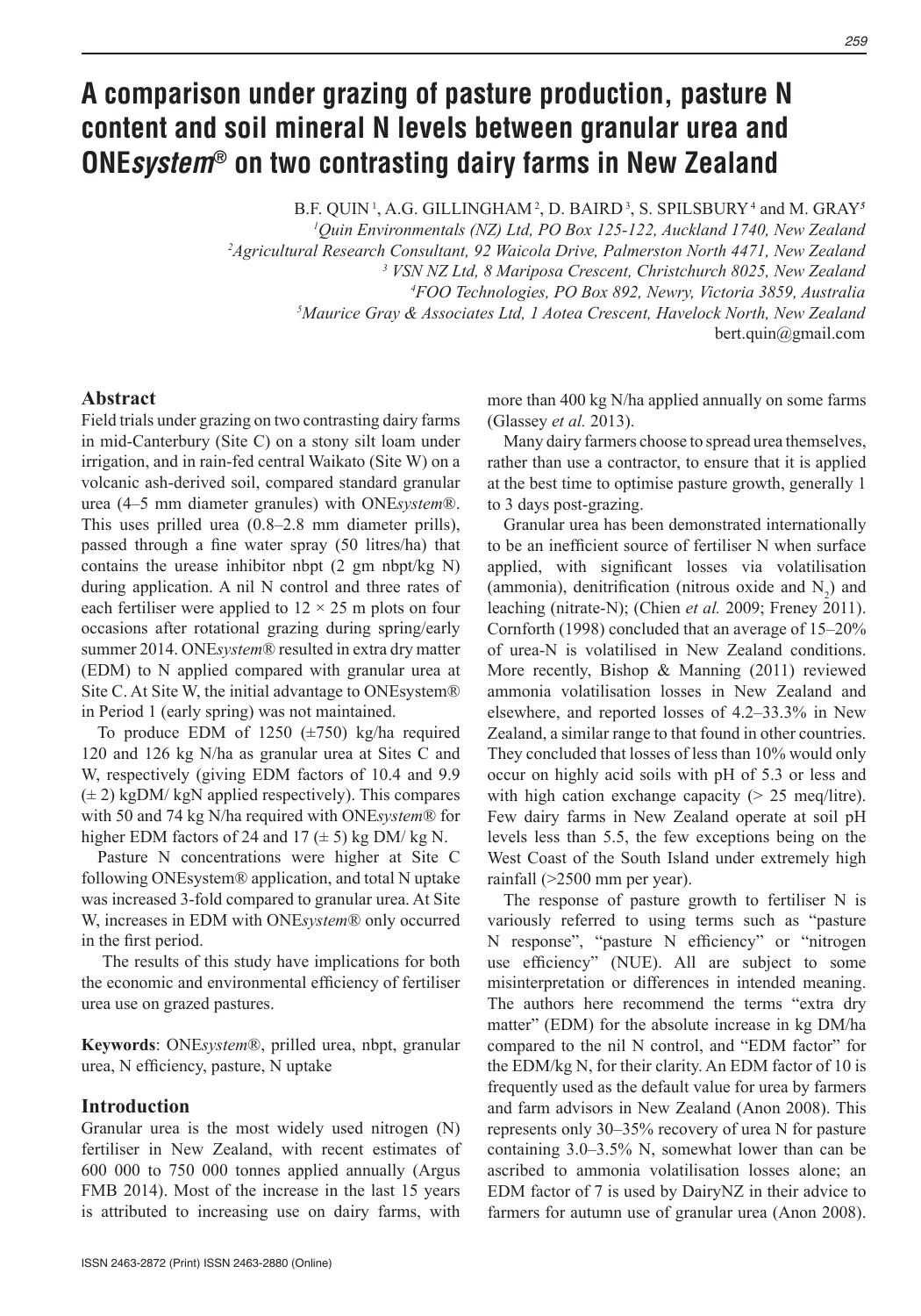# A comparison under grazing of pasture production, pasture N content and soil mineral N levels between granular urea and ONE*system*® on two contrasting dairy farms in New Zealand

B.F. QUIN [1], A.G. GILLINGHAM [2], D. BAIRD [3], S. SPILSBURY [4] and M. GRAY[5]

[1]*Quin Environmentals (NZ) Ltd, PO Box 125-122, Auckland 1740, New Zealand*
[2]*Agricultural Research Consultant, 92 Waicola Drive, Palmerston North 4471, New Zealand*
[3] *VSN NZ Ltd, 8 Mariposa Crescent, Christchurch 8025, New Zealand*
[4]*FOO Technologies, PO Box 892, Newry, Victoria 3859, Australia*
[5]*Maurice Gray & Associates Ltd, 1 Aotea Crescent, Havelock North, New Zealand*
bert.quin@gmail.com

## Abstract

Field trials under grazing on two contrasting dairy farms in mid-Canterbury (Site C) on a stony silt loam under irrigation, and in rain-fed central Waikato (Site W) on a volcanic ash-derived soil, compared standard granular urea (4–5 mm diameter granules) with ONE*system*®. This uses prilled urea (0.8–2.8 mm diameter prills), passed through a fine water spray (50 litres/ha) that contains the urease inhibitor nbpt (2 gm nbpt/kg N) during application. A nil N control and three rates of each fertiliser were applied to 12 × 25 m plots on four occasions after rotational grazing during spring/early summer 2014. ONE*system*® resulted in extra dry matter (EDM) to N applied compared with granular urea at Site C. At Site W, the initial advantage to ONEsystem® in Period 1 (early spring) was not maintained.

To produce EDM of 1250 (±750) kg/ha required 120 and 126 kg N/ha as granular urea at Sites C and W, respectively (giving EDM factors of 10.4 and 9.9 (± 2) kgDM/ kgN applied respectively). This compares with 50 and 74 kg N/ha required with ONE*system*® for higher EDM factors of 24 and 17 (± 5) kg DM/ kg N.

Pasture N concentrations were higher at Site C following ONEsystem® application, and total N uptake was increased 3-fold compared to granular urea. At Site W, increases in EDM with ONE*system*® only occurred in the first period.

The results of this study have implications for both the economic and environmental efficiency of fertiliser urea use on grazed pastures.

**Keywords**: ONE*system*®, prilled urea, nbpt, granular urea, N efficiency, pasture, N uptake

## Introduction

Granular urea is the most widely used nitrogen (N) fertiliser in New Zealand, with recent estimates of 600 000 to 750 000 tonnes applied annually (Argus FMB 2014). Most of the increase in the last 15 years is attributed to increasing use on dairy farms, with more than 400 kg N/ha applied annually on some farms (Glassey *et al.* 2013).

Many dairy farmers choose to spread urea themselves, rather than use a contractor, to ensure that it is applied at the best time to optimise pasture growth, generally 1 to 3 days post-grazing.

Granular urea has been demonstrated internationally to be an inefficient source of fertiliser N when surface applied, with significant losses via volatilisation (ammonia), denitrification (nitrous oxide and $N_2$) and leaching (nitrate-N); (Chien *et al.* 2009; Freney 2011). Cornforth (1998) concluded that an average of 15–20% of urea-N is volatilised in New Zealand conditions. More recently, Bishop & Manning (2011) reviewed ammonia volatilisation losses in New Zealand and elsewhere, and reported losses of 4.2–33.3% in New Zealand, a similar range to that found in other countries. They concluded that losses of less than 10% would only occur on highly acid soils with pH of 5.3 or less and with high cation exchange capacity (> 25 meq/litre). Few dairy farms in New Zealand operate at soil pH levels less than 5.5, the few exceptions being on the West Coast of the South Island under extremely high rainfall (>2500 mm per year).

The response of pasture growth to fertiliser N is variously referred to using terms such as "pasture N response", "pasture N efficiency" or "nitrogen use efficiency" (NUE). All are subject to some misinterpretation or differences in intended meaning. The authors here recommend the terms "extra dry matter" (EDM) for the absolute increase in kg DM/ha compared to the nil N control, and "EDM factor" for the EDM/kg N, for their clarity. An EDM factor of 10 is frequently used as the default value for urea by farmers and farm advisors in New Zealand (Anon 2008). This represents only 30–35% recovery of urea N for pasture containing 3.0–3.5% N, somewhat lower than can be ascribed to ammonia volatilisation losses alone; an EDM factor of 7 is used by DairyNZ in their advice to farmers for autumn use of granular urea (Anon 2008).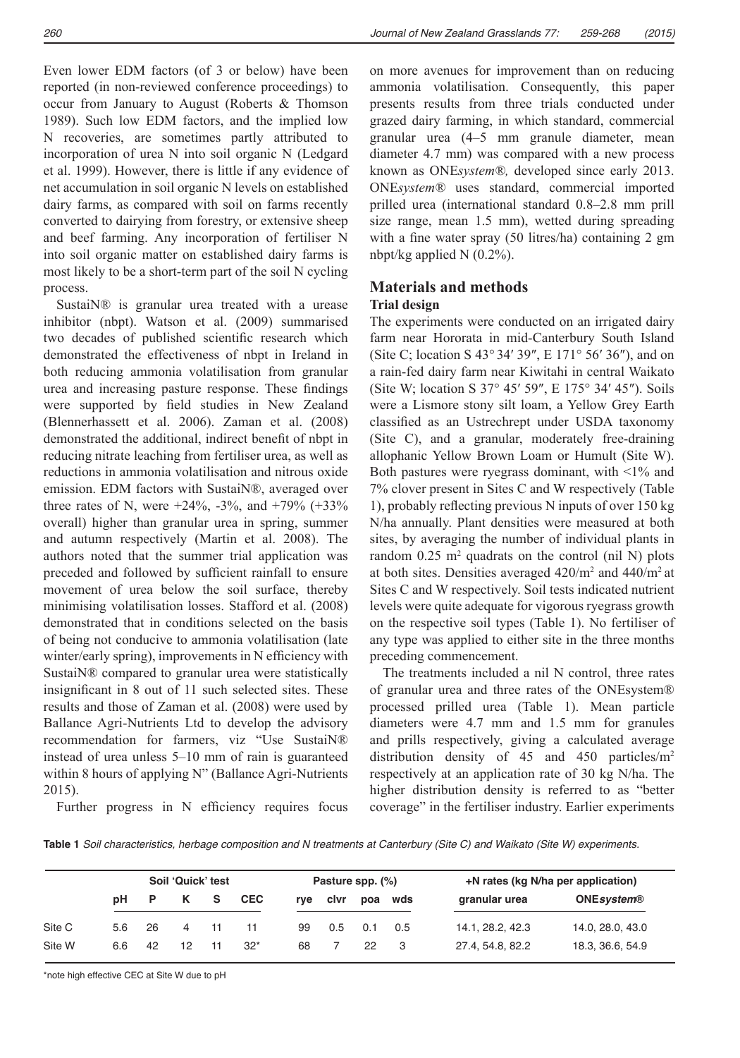Even lower EDM factors (of 3 or below) have been reported (in non-reviewed conference proceedings) to occur from January to August (Roberts & Thomson 1989). Such low EDM factors, and the implied low N recoveries, are sometimes partly attributed to incorporation of urea N into soil organic N (Ledgard et al. 1999). However, there is little if any evidence of net accumulation in soil organic N levels on established dairy farms, as compared with soil on farms recently converted to dairying from forestry, or extensive sheep and beef farming. Any incorporation of fertiliser N into soil organic matter on established dairy farms is most likely to be a short-term part of the soil N cycling process.

SustaiN® is granular urea treated with a urease inhibitor (nbpt). Watson et al. (2009) summarised two decades of published scientific research which demonstrated the effectiveness of nbpt in Ireland in both reducing ammonia volatilisation from granular urea and increasing pasture response. These findings were supported by field studies in New Zealand (Blennerhassett et al. 2006). Zaman et al. (2008) demonstrated the additional, indirect benefit of nbpt in reducing nitrate leaching from fertiliser urea, as well as reductions in ammonia volatilisation and nitrous oxide emission. EDM factors with SustaiN®, averaged over three rates of N, were +24%, -3%, and +79% (+33% overall) higher than granular urea in spring, summer and autumn respectively (Martin et al. 2008). The authors noted that the summer trial application was preceded and followed by sufficient rainfall to ensure movement of urea below the soil surface, thereby minimising volatilisation losses. Stafford et al. (2008) demonstrated that in conditions selected on the basis of being not conducive to ammonia volatilisation (late winter/early spring), improvements in N efficiency with SustaiN® compared to granular urea were statistically insignificant in 8 out of 11 such selected sites. These results and those of Zaman et al. (2008) were used by Ballance Agri-Nutrients Ltd to develop the advisory recommendation for farmers, viz "Use SustaiN® instead of urea unless 5–10 mm of rain is guaranteed within 8 hours of applying N" (Ballance Agri-Nutrients 2015).

Further progress in N efficiency requires focus on more avenues for improvement than on reducing ammonia volatilisation. Consequently, this paper presents results from three trials conducted under grazed dairy farming, in which standard, commercial granular urea (4–5 mm granule diameter, mean diameter 4.7 mm) was compared with a new process known as ONE*system*®, developed since early 2013. ONE*system*® uses standard, commercial imported prilled urea (international standard 0.8–2.8 mm prill size range, mean 1.5 mm), wetted during spreading with a fine water spray (50 litres/ha) containing 2 gm nbpt/kg applied N (0.2%).

## Materials and methods

### Trial design

The experiments were conducted on an irrigated dairy farm near Hororata in mid-Canterbury South Island (Site C; location S 43° 34′ 39″, E 171° 56′ 36″), and on a rain-fed dairy farm near Kiwitahi in central Waikato (Site W; location S 37° 45′ 59″, E 175° 34′ 45″). Soils were a Lismore stony silt loam, a Yellow Grey Earth classified as an Ustrechrept under USDA taxonomy (Site C), and a granular, moderately free-draining allophanic Yellow Brown Loam or Humult (Site W). Both pastures were ryegrass dominant, with <1% and 7% clover present in Sites C and W respectively (Table 1), probably reflecting previous N inputs of over 150 kg N/ha annually. Plant densities were measured at both sites, by averaging the number of individual plants in random 0.25 m$^2$ quadrats on the control (nil N) plots at both sites. Densities averaged 420/m$^2$ and 440/m$^2$ at Sites C and W respectively. Soil tests indicated nutrient levels were quite adequate for vigorous ryegrass growth on the respective soil types (Table 1). No fertiliser of any type was applied to either site in the three months preceding commencement.

The treatments included a nil N control, three rates of granular urea and three rates of the ONEsystem® processed prilled urea (Table 1). Mean particle diameters were 4.7 mm and 1.5 mm for granules and prills respectively, giving a calculated average distribution density of 45 and 450 particles/m$^2$ respectively at an application rate of 30 kg N/ha. The higher distribution density is referred to as "better coverage" in the fertiliser industry. Earlier experiments

**Table 1** *Soil characteristics, herbage composition and N treatments at Canterbury (Site C) and Waikato (Site W) experiments.*

| | Soil 'Quick' test | | | | | Pasture spp. (%) | | | | +N rates (kg N/ha per application) | |
|---|---|---|---|---|---|---|---|---|---|---|---|
| | pH | P | K | S | CEC | rye | clvr | poa | wds | granular urea | ONE*system*® |
| Site C | 5.6 | 26 | 4 | 11 | 11 | 99 | 0.5 | 0.1 | 0.5 | 14.1, 28.2, 42.3 | 14.0, 28.0, 43.0 |
| Site W | 6.6 | 42 | 12 | 11 | 32* | 68 | 7 | 22 | 3 | 27.4, 54.8, 82.2 | 18.3, 36.6, 54.9 |

*note high effective CEC at Site W due to pH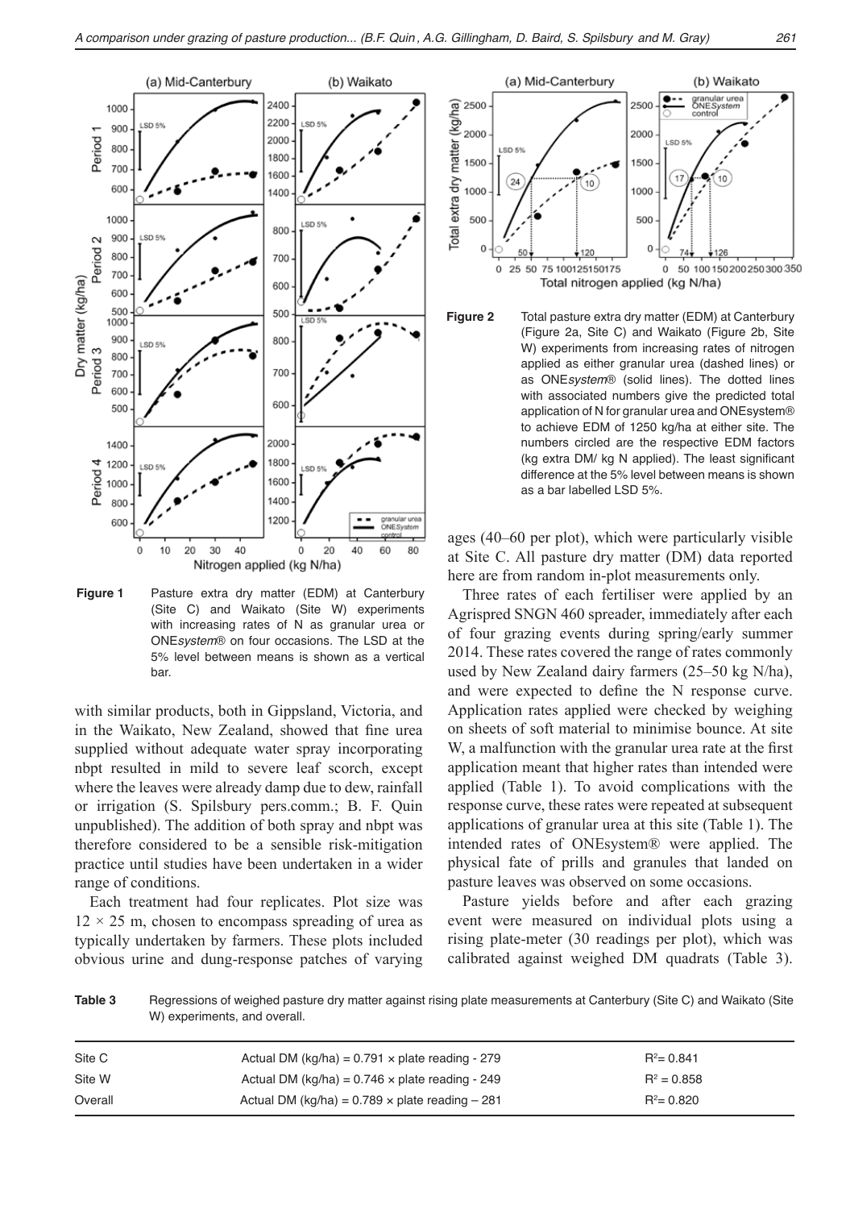**Figure 1** Pasture extra dry matter (EDM) at Canterbury (Site C) and Waikato (Site W) experiments with increasing rates of N as granular urea or ONE*system*® on four occasions. The LSD at the 5% level between means is shown as a vertical bar.

**Figure 2** Total pasture extra dry matter (EDM) at Canterbury (Figure 2a, Site C) and Waikato (Figure 2b, Site W) experiments from increasing rates of nitrogen applied as either granular urea (dashed lines) or as ONE*system*® (solid lines). The dotted lines with associated numbers give the predicted total application of N for granular urea and ONEsystem® to achieve EDM of 1250 kg/ha at either site. The numbers circled are the respective EDM factors (kg extra DM/ kg N applied). The least significant difference at the 5% level between means is shown as a bar labelled LSD 5%.

with similar products, both in Gippsland, Victoria, and in the Waikato, New Zealand, showed that fine urea supplied without adequate water spray incorporating nbpt resulted in mild to severe leaf scorch, except where the leaves were already damp due to dew, rainfall or irrigation (S. Spilsbury pers.comm.; B. F. Quin unpublished). The addition of both spray and nbpt was therefore considered to be a sensible risk-mitigation practice until studies have been undertaken in a wider range of conditions.

Each treatment had four replicates. Plot size was 12 × 25 m, chosen to encompass spreading of urea as typically undertaken by farmers. These plots included obvious urine and dung-response patches of varying ages (40–60 per plot), which were particularly visible at Site C. All pasture dry matter (DM) data reported here are from random in-plot measurements only.

Three rates of each fertiliser were applied by an Agrispred SNGN 460 spreader, immediately after each of four grazing events during spring/early summer 2014. These rates covered the range of rates commonly used by New Zealand dairy farmers (25–50 kg N/ha), and were expected to define the N response curve. Application rates applied were checked by weighing on sheets of soft material to minimise bounce. At site W, a malfunction with the granular urea rate at the first application meant that higher rates than intended were applied (Table 1). To avoid complications with the response curve, these rates were repeated at subsequent applications of granular urea at this site (Table 1). The intended rates of ONEsystem® were applied. The physical fate of prills and granules that landed on pasture leaves was observed on some occasions.

Pasture yields before and after each grazing event were measured on individual plots using a rising plate-meter (30 readings per plot), which was calibrated against weighed DM quadrats (Table 3).

**Table 3** Regressions of weighed pasture dry matter against rising plate measurements at Canterbury (Site C) and Waikato (Site W) experiments, and overall.

| | | |
|---|---|---|
| Site C | Actual DM (kg/ha) = 0.791 × plate reading - 279 | $R^2$= 0.841 |
| Site W | Actual DM (kg/ha) = 0.746 × plate reading - 249 | $R^2$ = 0.858 |
| Overall | Actual DM (kg/ha) = 0.789 × plate reading – 281 | $R^2$= 0.820 |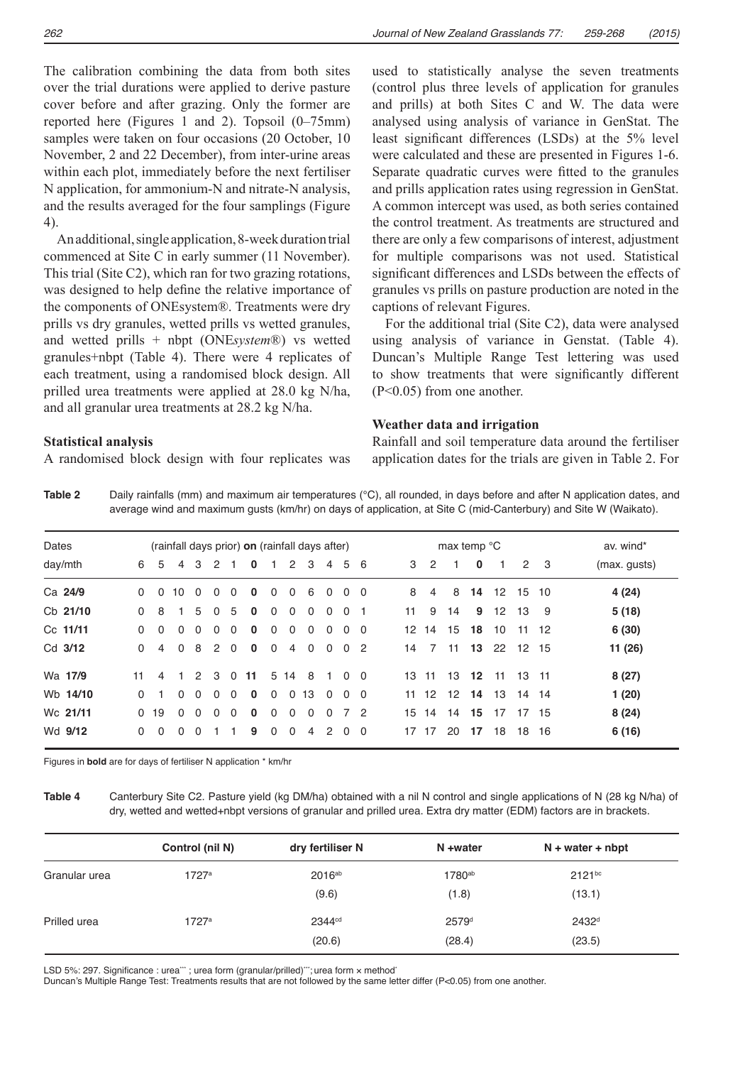The calibration combining the data from both sites over the trial durations were applied to derive pasture cover before and after grazing. Only the former are reported here (Figures 1 and 2). Topsoil (0–75mm) samples were taken on four occasions (20 October, 10 November, 2 and 22 December), from inter-urine areas within each plot, immediately before the next fertiliser N application, for ammonium-N and nitrate-N analysis, and the results averaged for the four samplings (Figure 4).

An additional, single application, 8-week duration trial commenced at Site C in early summer (11 November). This trial (Site C2), which ran for two grazing rotations, was designed to help define the relative importance of the components of ONEsystem®. Treatments were dry prills vs dry granules, wetted prills vs wetted granules, and wetted prills + nbpt (ONE*system*®) vs wetted granules+nbpt (Table 4). There were 4 replicates of each treatment, using a randomised block design. All prilled urea treatments were applied at 28.0 kg N/ha, and all granular urea treatments at 28.2 kg N/ha.

### Statistical analysis

A randomised block design with four replicates was used to statistically analyse the seven treatments (control plus three levels of application for granules and prills) at both Sites C and W. The data were analysed using analysis of variance in GenStat. The least significant differences (LSDs) at the 5% level were calculated and these are presented in Figures 1-6. Separate quadratic curves were fitted to the granules and prills application rates using regression in GenStat. A common intercept was used, as both series contained the control treatment. As treatments are structured and there are only a few comparisons of interest, adjustment for multiple comparisons was not used. Statistical significant differences and LSDs between the effects of granules vs prills on pasture production are noted in the captions of relevant Figures.

For the additional trial (Site C2), data were analysed using analysis of variance in Genstat. (Table 4). Duncan's Multiple Range Test lettering was used to show treatments that were significantly different (P<0.05) from one another.

### Weather data and irrigation

Rainfall and soil temperature data around the fertiliser application dates for the trials are given in Table 2. For

**Table 2** Daily rainfalls (mm) and maximum air temperatures (°C), all rounded, in days before and after N application dates, and average wind and maximum gusts (km/hr) on days of application, at Site C (mid-Canterbury) and Site W (Waikato).

| Dates | (rainfall days prior) **on** (rainfall days after) | | | | | | | | | | | | | max temp °C | | | | | | | av. wind* |
|---|---|---|---|---|---|---|---|---|---|---|---|---|---|---|---|---|---|---|---|---|---|
| day/mth | 6 | 5 | 4 | 3 | 2 | 1 | **0** | 1 | 2 | 3 | 4 | 5 | 6 | 3 | 2 | 1 | **0** | 1 | 2 | 3 | (max. gusts) |
| Ca **24/9** | 0 | 0 | 10 | 0 | 0 | 0 | **0** | 0 | 0 | 6 | 0 | 0 | 0 | 8 | 4 | 8 | **14** | 12 | 15 | 10 | **4 (24)** |
| Cb **21/10** | 0 | 8 | 1 | 5 | 0 | 5 | **0** | 0 | 0 | 0 | 0 | 0 | 1 | 11 | 9 | 14 | **9** | 12 | 13 | 9 | **5 (18)** |
| Cc **11/11** | 0 | 0 | 0 | 0 | 0 | 0 | **0** | 0 | 0 | 0 | 0 | 0 | 0 | 12 | 14 | 15 | **18** | 10 | 11 | 12 | **6 (30)** |
| Cd **3/12** | 0 | 4 | 0 | 8 | 2 | 0 | **0** | 0 | 4 | 0 | 0 | 0 | 2 | 14 | 7 | 11 | **13** | 22 | 12 | 15 | **11 (26)** |
| Wa **17/9** | 11 | 4 | 1 | 2 | 3 | 0 | **11** | 5 | 14 | 8 | 1 | 0 | 0 | 13 | 11 | 13 | **12** | 11 | 13 | 11 | **8 (27)** |
| Wb **14/10** | 0 | 1 | 0 | 0 | 0 | 0 | **0** | 0 | 0 | 13 | 0 | 0 | 0 | 11 | 12 | 12 | **14** | 13 | 14 | 14 | **1 (20)** |
| Wc **21/11** | 0 | 19 | 0 | 0 | 0 | 0 | **0** | 0 | 0 | 0 | 0 | 7 | 2 | 15 | 14 | 14 | **15** | 17 | 17 | 15 | **8 (24)** |
| Wd **9/12** | 0 | 0 | 0 | 0 | 1 | 1 | **9** | 0 | 0 | 4 | 2 | 0 | 0 | 17 | 17 | 20 | **17** | 18 | 18 | 16 | **6 (16)** |

Figures in **bold** are for days of fertiliser N application * km/hr

**Table 4** Canterbury Site C2. Pasture yield (kg DM/ha) obtained with a nil N control and single applications of N (28 kg N/ha) of dry, wetted and wetted+nbpt versions of granular and prilled urea. Extra dry matter (EDM) factors are in brackets.

| | Control (nil N) | dry fertiliser N | N +water | N + water + nbpt |
|---|---|---|---|---|
| Granular urea | 1727[a] | 2016[ab] | 1780[ab] | 2121[bc] |
| | | (9.6) | (1.8) | (13.1) |
| Prilled urea | 1727[a] | 2344[cd] | 2579[d] | 2432[d] |
| | | (20.6) | (28.4) | (23.5) |

LSD 5%: 297. Significance : urea\*\*\* ; urea form (granular/prilled)\*\*\*; urea form × method\*

Duncan's Multiple Range Test: Treatments results that are not followed by the same letter differ (P<0.05) from one another.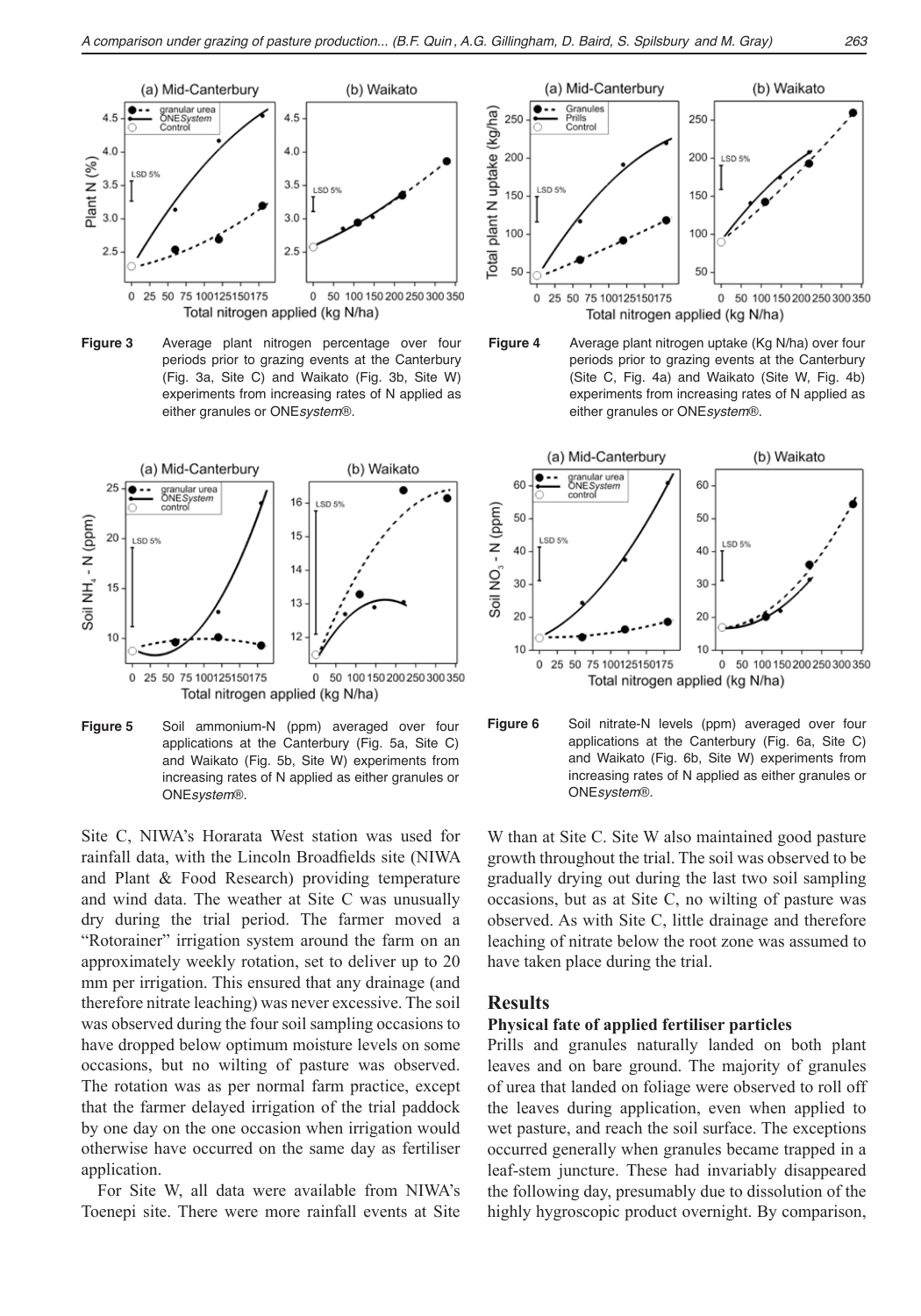**Figure 3** Average plant nitrogen percentage over four periods prior to grazing events at the Canterbury (Fig. 3a, Site C) and Waikato (Fig. 3b, Site W) experiments from increasing rates of N applied as either granules or ONE*system*®.

**Figure 4** Average plant nitrogen uptake (Kg N/ha) over four periods prior to grazing events at the Canterbury (Site C, Fig. 4a) and Waikato (Site W, Fig. 4b) experiments from increasing rates of N applied as either granules or ONE*system*®.

**Figure 5** Soil ammonium-N (ppm) averaged over four applications at the Canterbury (Fig. 5a, Site C) and Waikato (Fig. 5b, Site W) experiments from increasing rates of N applied as either granules or ONE*system*®.

**Figure 6** Soil nitrate-N levels (ppm) averaged over four applications at the Canterbury (Fig. 6a, Site C) and Waikato (Fig. 6b, Site W) experiments from increasing rates of N applied as either granules or ONE*system*®.

Site C, NIWA's Horarata West station was used for rainfall data, with the Lincoln Broadfields site (NIWA and Plant & Food Research) providing temperature and wind data. The weather at Site C was unusually dry during the trial period. The farmer moved a "Rotorainer" irrigation system around the farm on an approximately weekly rotation, set to deliver up to 20 mm per irrigation. This ensured that any drainage (and therefore nitrate leaching) was never excessive. The soil was observed during the four soil sampling occasions to have dropped below optimum moisture levels on some occasions, but no wilting of pasture was observed. The rotation was as per normal farm practice, except that the farmer delayed irrigation of the trial paddock by one day on the one occasion when irrigation would otherwise have occurred on the same day as fertiliser application.

For Site W, all data were available from NIWA's Toenepi site. There were more rainfall events at Site W than at Site C. Site W also maintained good pasture growth throughout the trial. The soil was observed to be gradually drying out during the last two soil sampling occasions, but as at Site C, no wilting of pasture was observed. As with Site C, little drainage and therefore leaching of nitrate below the root zone was assumed to have taken place during the trial.

## Results

### Physical fate of applied fertiliser particles

Prills and granules naturally landed on both plant leaves and on bare ground. The majority of granules of urea that landed on foliage were observed to roll off the leaves during application, even when applied to wet pasture, and reach the soil surface. The exceptions occurred generally when granules became trapped in a leaf-stem juncture. These had invariably disappeared the following day, presumably due to dissolution of the highly hygroscopic product overnight. By comparison,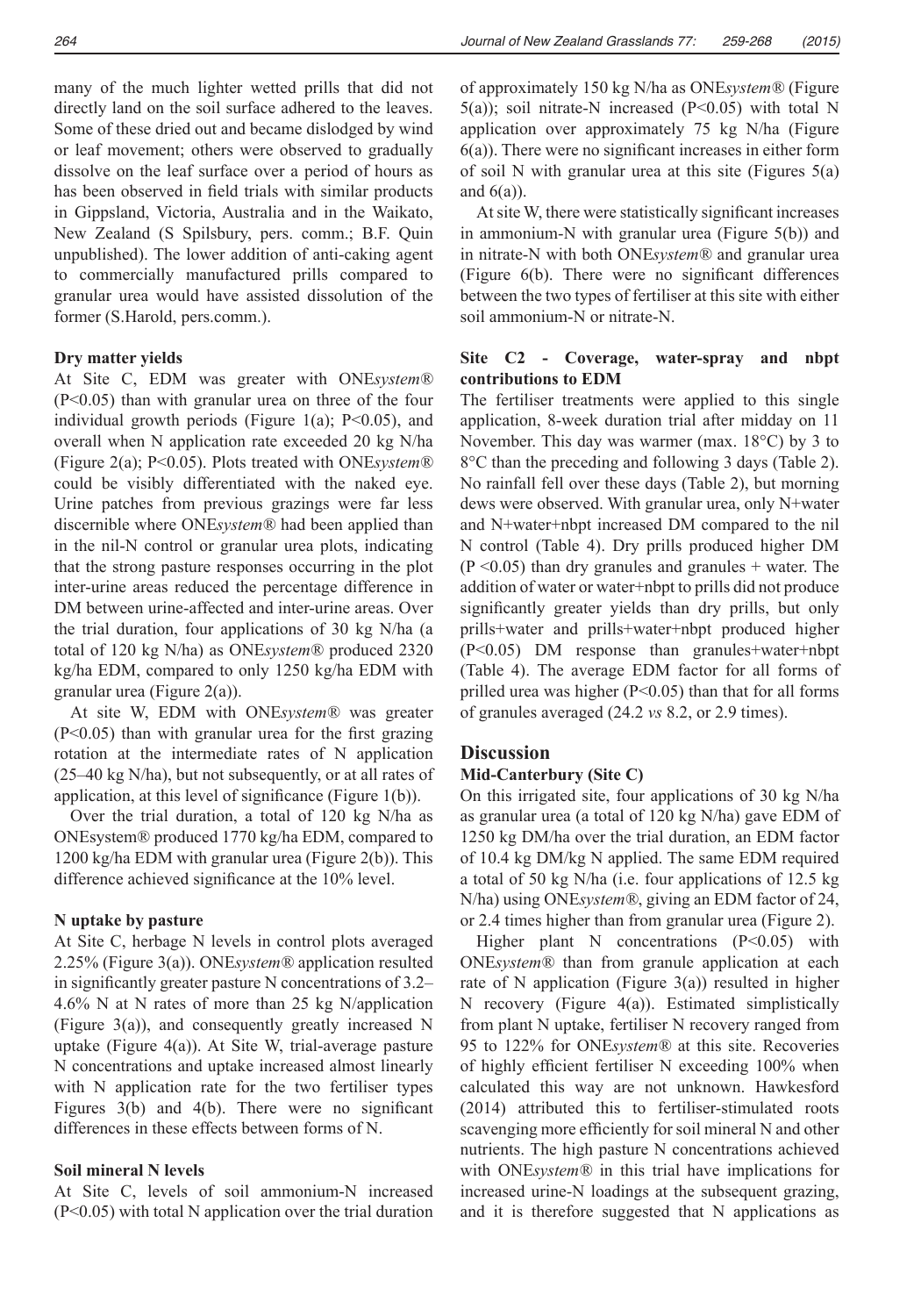many of the much lighter wetted prills that did not directly land on the soil surface adhered to the leaves. Some of these dried out and became dislodged by wind or leaf movement; others were observed to gradually dissolve on the leaf surface over a period of hours as has been observed in field trials with similar products in Gippsland, Victoria, Australia and in the Waikato, New Zealand (S Spilsbury, pers. comm.; B.F. Quin unpublished). The lower addition of anti-caking agent to commercially manufactured prills compared to granular urea would have assisted dissolution of the former (S.Harold, pers.comm.).

### Dry matter yields

At Site C, EDM was greater with ONE*system*® ($P<0.05$) than with granular urea on three of the four individual growth periods (Figure 1(a); $P<0.05$), and overall when N application rate exceeded 20 kg N/ha (Figure 2(a); $P<0.05$). Plots treated with ONE*system*® could be visibly differentiated with the naked eye. Urine patches from previous grazings were far less discernible where ONE*system*® had been applied than in the nil-N control or granular urea plots, indicating that the strong pasture responses occurring in the plot inter-urine areas reduced the percentage difference in DM between urine-affected and inter-urine areas. Over the trial duration, four applications of 30 kg N/ha (a total of 120 kg N/ha) as ONE*system*® produced 2320 kg/ha EDM, compared to only 1250 kg/ha EDM with granular urea (Figure 2(a)).

At site W, EDM with ONE*system*® was greater ($P<0.05$) than with granular urea for the first grazing rotation at the intermediate rates of N application (25–40 kg N/ha), but not subsequently, or at all rates of application, at this level of significance (Figure 1(b)).

Over the trial duration, a total of 120 kg N/ha as ONEsystem® produced 1770 kg/ha EDM, compared to 1200 kg/ha EDM with granular urea (Figure 2(b)). This difference achieved significance at the 10% level.

### N uptake by pasture

At Site C, herbage N levels in control plots averaged 2.25% (Figure 3(a)). ONE*system*® application resulted in significantly greater pasture N concentrations of 3.2–4.6% N at N rates of more than 25 kg N/application (Figure 3(a)), and consequently greatly increased N uptake (Figure 4(a)). At Site W, trial-average pasture N concentrations and uptake increased almost linearly with N application rate for the two fertiliser types Figures 3(b) and 4(b). There were no significant differences in these effects between forms of N.

### Soil mineral N levels

At Site C, levels of soil ammonium-N increased ($P<0.05$) with total N application over the trial duration of approximately 150 kg N/ha as ONE*system*® (Figure 5(a)); soil nitrate-N increased ($P<0.05$) with total N application over approximately 75 kg N/ha (Figure 6(a)). There were no significant increases in either form of soil N with granular urea at this site (Figures 5(a) and 6(a)).

At site W, there were statistically significant increases in ammonium-N with granular urea (Figure 5(b)) and in nitrate-N with both ONE*system*® and granular urea (Figure 6(b). There were no significant differences between the two types of fertiliser at this site with either soil ammonium-N or nitrate-N.

### Site C2 - Coverage, water-spray and nbpt contributions to EDM

The fertiliser treatments were applied to this single application, 8-week duration trial after midday on 11 November. This day was warmer (max. 18°C) by 3 to 8°C than the preceding and following 3 days (Table 2). No rainfall fell over these days (Table 2), but morning dews were observed. With granular urea, only N+water and N+water+nbpt increased DM compared to the nil N control (Table 4). Dry prills produced higher DM ($P<0.05$) than dry granules and granules + water. The addition of water or water+nbpt to prills did not produce significantly greater yields than dry prills, but only prills+water and prills+water+nbpt produced higher ($P<0.05$) DM response than granules+water+nbpt (Table 4). The average EDM factor for all forms of prilled urea was higher ($P<0.05$) than that for all forms of granules averaged (24.2 *vs* 8.2, or 2.9 times).

## Discussion

### Mid-Canterbury (Site C)

On this irrigated site, four applications of 30 kg N/ha as granular urea (a total of 120 kg N/ha) gave EDM of 1250 kg DM/ha over the trial duration, an EDM factor of 10.4 kg DM/kg N applied. The same EDM required a total of 50 kg N/ha (i.e. four applications of 12.5 kg N/ha) using ONE*system*®, giving an EDM factor of 24, or 2.4 times higher than from granular urea (Figure 2).

Higher plant N concentrations ($P<0.05$) with ONE*system*® than from granule application at each rate of N application (Figure 3(a)) resulted in higher N recovery (Figure 4(a)). Estimated simplistically from plant N uptake, fertiliser N recovery ranged from 95 to 122% for ONE*system*® at this site. Recoveries of highly efficient fertiliser N exceeding 100% when calculated this way are not unknown. Hawkesford (2014) attributed this to fertiliser-stimulated roots scavenging more efficiently for soil mineral N and other nutrients. The high pasture N concentrations achieved with ONE*system*® in this trial have implications for increased urine-N loadings at the subsequent grazing, and it is therefore suggested that N applications as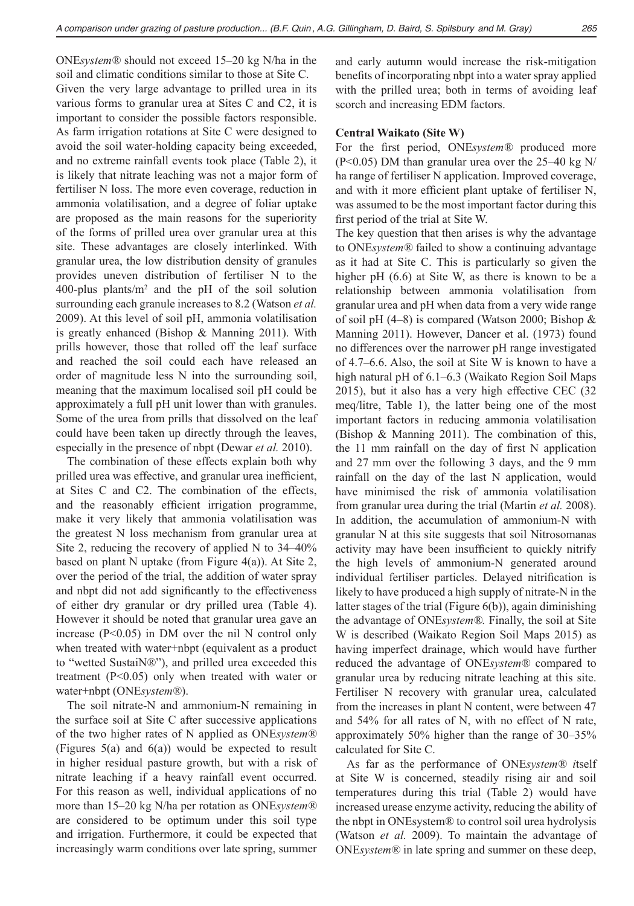ONE*system*® should not exceed 15–20 kg N/ha in the soil and climatic conditions similar to those at Site C.

Given the very large advantage to prilled urea in its various forms to granular urea at Sites C and C2, it is important to consider the possible factors responsible. As farm irrigation rotations at Site C were designed to avoid the soil water-holding capacity being exceeded, and no extreme rainfall events took place (Table 2), it is likely that nitrate leaching was not a major form of fertiliser N loss. The more even coverage, reduction in ammonia volatilisation, and a degree of foliar uptake are proposed as the main reasons for the superiority of the forms of prilled urea over granular urea at this site. These advantages are closely interlinked. With granular urea, the low distribution density of granules provides uneven distribution of fertiliser N to the 400-plus plants/m$^2$ and the pH of the soil solution surrounding each granule increases to 8.2 (Watson *et al.* 2009). At this level of soil pH, ammonia volatilisation is greatly enhanced (Bishop & Manning 2011). With prills however, those that rolled off the leaf surface and reached the soil could each have released an order of magnitude less N into the surrounding soil, meaning that the maximum localised soil pH could be approximately a full pH unit lower than with granules. Some of the urea from prills that dissolved on the leaf could have been taken up directly through the leaves, especially in the presence of nbpt (Dewar *et al.* 2010).

The combination of these effects explain both why prilled urea was effective, and granular urea inefficient, at Sites C and C2. The combination of the effects, and the reasonably efficient irrigation programme, make it very likely that ammonia volatilisation was the greatest N loss mechanism from granular urea at Site 2, reducing the recovery of applied N to 34–40% based on plant N uptake (from Figure 4(a)). At Site 2, over the period of the trial, the addition of water spray and nbpt did not add significantly to the effectiveness of either dry granular or dry prilled urea (Table 4). However it should be noted that granular urea gave an increase ($P<0.05$) in DM over the nil N control only when treated with water+nbpt (equivalent as a product to "wetted SustaiN®"), and prilled urea exceeded this treatment ($P<0.05$) only when treated with water or water+nbpt (ONE*system*®).

The soil nitrate-N and ammonium-N remaining in the surface soil at Site C after successive applications of the two higher rates of N applied as ONE*system*® (Figures 5(a) and 6(a)) would be expected to result in higher residual pasture growth, but with a risk of nitrate leaching if a heavy rainfall event occurred. For this reason as well, individual applications of no more than 15–20 kg N/ha per rotation as ONE*system*® are considered to be optimum under this soil type and irrigation. Furthermore, it could be expected that increasingly warm conditions over late spring, summer and early autumn would increase the risk-mitigation benefits of incorporating nbpt into a water spray applied with the prilled urea; both in terms of avoiding leaf scorch and increasing EDM factors.

### Central Waikato (Site W)

For the first period, ONE*system*® produced more ($P<0.05$) DM than granular urea over the 25–40 kg N/ha range of fertiliser N application. Improved coverage, and with it more efficient plant uptake of fertiliser N, was assumed to be the most important factor during this first period of the trial at Site W.

The key question that then arises is why the advantage to ONE*system*® failed to show a continuing advantage as it had at Site C. This is particularly so given the higher pH (6.6) at Site W, as there is known to be a relationship between ammonia volatilisation from granular urea and pH when data from a very wide range of soil pH (4–8) is compared (Watson 2000; Bishop & Manning 2011). However, Dancer et al. (1973) found no differences over the narrower pH range investigated of 4.7–6.6. Also, the soil at Site W is known to have a high natural pH of 6.1–6.3 (Waikato Region Soil Maps 2015), but it also has a very high effective CEC (32 meq/litre, Table 1), the latter being one of the most important factors in reducing ammonia volatilisation (Bishop & Manning 2011). The combination of this, the 11 mm rainfall on the day of first N application and 27 mm over the following 3 days, and the 9 mm rainfall on the day of the last N application, would have minimised the risk of ammonia volatilisation from granular urea during the trial (Martin *et al.* 2008). In addition, the accumulation of ammonium-N with granular N at this site suggests that soil Nitrosomanas activity may have been insufficient to quickly nitrify the high levels of ammonium-N generated around individual fertiliser particles. Delayed nitrification is likely to have produced a high supply of nitrate-N in the latter stages of the trial (Figure 6(b)), again diminishing the advantage of ONE*system*®. Finally, the soil at Site W is described (Waikato Region Soil Maps 2015) as having imperfect drainage, which would have further reduced the advantage of ONE*system*® compared to granular urea by reducing nitrate leaching at this site. Fertiliser N recovery with granular urea, calculated from the increases in plant N content, were between 47 and 54% for all rates of N, with no effect of N rate, approximately 50% higher than the range of 30–35% calculated for Site C.

As far as the performance of ONE*system*® *i*tself at Site W is concerned, steadily rising air and soil temperatures during this trial (Table 2) would have increased urease enzyme activity, reducing the ability of the nbpt in ONEsystem® to control soil urea hydrolysis (Watson *et al.* 2009). To maintain the advantage of ONE*system*® in late spring and summer on these deep,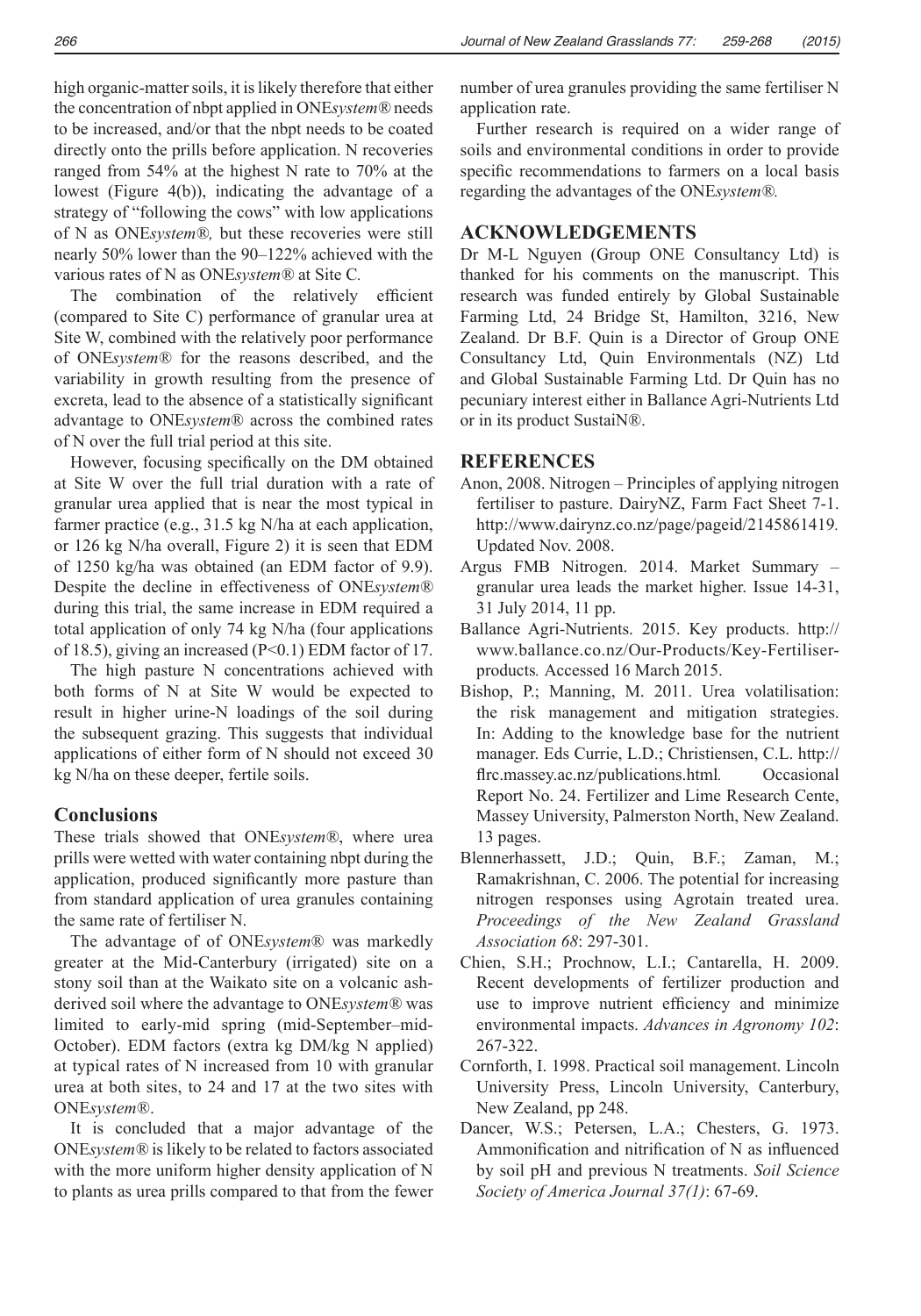high organic-matter soils, it is likely therefore that either the concentration of nbpt applied in ONE*system*® needs to be increased, and/or that the nbpt needs to be coated directly onto the prills before application. N recoveries ranged from 54% at the highest N rate to 70% at the lowest (Figure 4(b)), indicating the advantage of a strategy of "following the cows" with low applications of N as ONE*system*®*,* but these recoveries were still nearly 50% lower than the 90–122% achieved with the various rates of N as ONE*system*® at Site C*.*

The combination of the relatively efficient (compared to Site C) performance of granular urea at Site W, combined with the relatively poor performance of ONE*system*® for the reasons described, and the variability in growth resulting from the presence of excreta, lead to the absence of a statistically significant advantage to ONE*system*® across the combined rates of N over the full trial period at this site.

However, focusing specifically on the DM obtained at Site W over the full trial duration with a rate of granular urea applied that is near the most typical in farmer practice (e.g., 31.5 kg N/ha at each application, or 126 kg N/ha overall, Figure 2) it is seen that EDM of 1250 kg/ha was obtained (an EDM factor of 9.9). Despite the decline in effectiveness of ONE*system*® during this trial, the same increase in EDM required a total application of only 74 kg N/ha (four applications of 18.5), giving an increased ($P<0.1$) EDM factor of 17.

The high pasture N concentrations achieved with both forms of N at Site W would be expected to result in higher urine-N loadings of the soil during the subsequent grazing. This suggests that individual applications of either form of N should not exceed 30 kg N/ha on these deeper, fertile soils.

## Conclusions

These trials showed that ONE*system*®, where urea prills were wetted with water containing nbpt during the application, produced significantly more pasture than from standard application of urea granules containing the same rate of fertiliser N.

The advantage of of ONE*system*® was markedly greater at the Mid-Canterbury (irrigated) site on a stony soil than at the Waikato site on a volcanic ash-derived soil where the advantage to ONE*system*® was limited to early-mid spring (mid-September–mid-October). EDM factors (extra kg DM/kg N applied) at typical rates of N increased from 10 with granular urea at both sites, to 24 and 17 at the two sites with ONE*system*®.

It is concluded that a major advantage of the ONE*system*® is likely to be related to factors associated with the more uniform higher density application of N to plants as urea prills compared to that from the fewer number of urea granules providing the same fertiliser N application rate.

Further research is required on a wider range of soils and environmental conditions in order to provide specific recommendations to farmers on a local basis regarding the advantages of the ONE*system*®*.*

## ACKNOWLEDGEMENTS

Dr M-L Nguyen (Group ONE Consultancy Ltd) is thanked for his comments on the manuscript. This research was funded entirely by Global Sustainable Farming Ltd, 24 Bridge St, Hamilton, 3216, New Zealand. Dr B.F. Quin is a Director of Group ONE Consultancy Ltd, Quin Environmentals (NZ) Ltd and Global Sustainable Farming Ltd. Dr Quin has no pecuniary interest either in Ballance Agri-Nutrients Ltd or in its product SustaiN®.

## REFERENCES

Anon, 2008. Nitrogen – Principles of applying nitrogen fertiliser to pasture. DairyNZ, Farm Fact Sheet 7-1. http://www.dairynz.co.nz/page/pageid/2145861419*.* Updated Nov. 2008.

Argus FMB Nitrogen. 2014. Market Summary – granular urea leads the market higher. Issue 14-31, 31 July 2014, 11 pp.

Ballance Agri-Nutrients. 2015. Key products. http://www.ballance.co.nz/Our-Products/Key-Fertiliser-products*.* Accessed 16 March 2015.

Bishop, P.; Manning, M. 2011. Urea volatilisation: the risk management and mitigation strategies. In: Adding to the knowledge base for the nutrient manager. Eds Currie, L.D.; Christiensen, C.L. http://flrc.massey.ac.nz/publications.html*.* Occasional Report No. 24. Fertilizer and Lime Research Cente, Massey University, Palmerston North, New Zealand. 13 pages.

Blennerhassett, J.D.; Quin, B.F.; Zaman, M.; Ramakrishnan, C. 2006. The potential for increasing nitrogen responses using Agrotain treated urea. *Proceedings of the New Zealand Grassland Association 68*: 297-301.

Chien, S.H.; Prochnow, L.I.; Cantarella, H. 2009. Recent developments of fertilizer production and use to improve nutrient efficiency and minimize environmental impacts. *Advances in Agronomy 102*: 267-322.

Cornforth, I. 1998. Practical soil management. Lincoln University Press, Lincoln University, Canterbury, New Zealand, pp 248.

Dancer, W.S.; Petersen, L.A.; Chesters, G. 1973. Ammonification and nitrification of N as influenced by soil pH and previous N treatments. *Soil Science Society of America Journal 37(1)*: 67-69.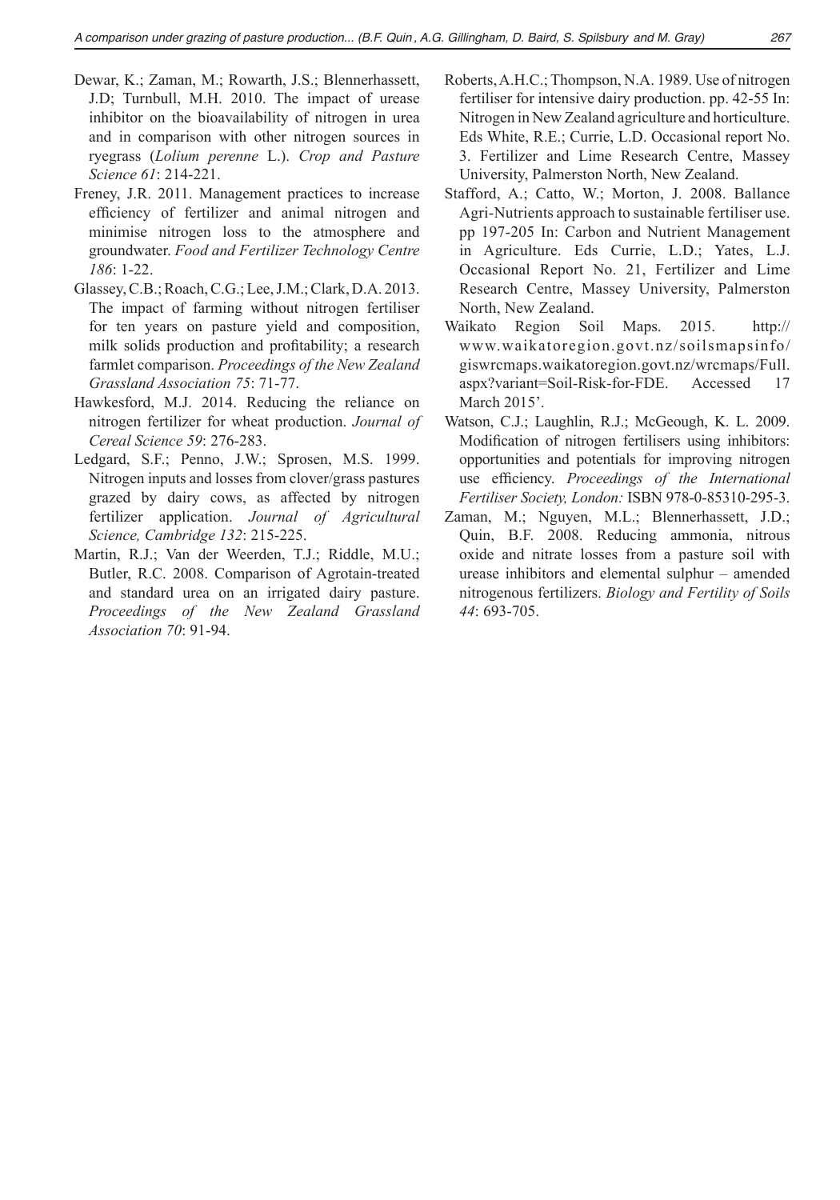Dewar, K.; Zaman, M.; Rowarth, J.S.; Blennerhassett, J.D; Turnbull, M.H. 2010. The impact of urease inhibitor on the bioavailability of nitrogen in urea and in comparison with other nitrogen sources in ryegrass (*Lolium perenne* L.). *Crop and Pasture Science 61*: 214-221.

Freney, J.R. 2011. Management practices to increase efficiency of fertilizer and animal nitrogen and minimise nitrogen loss to the atmosphere and groundwater. *Food and Fertilizer Technology Centre 186*: 1-22.

Glassey, C.B.; Roach, C.G.; Lee, J.M.; Clark, D.A. 2013. The impact of farming without nitrogen fertiliser for ten years on pasture yield and composition, milk solids production and profitability; a research farmlet comparison. *Proceedings of the New Zealand Grassland Association 75*: 71-77.

Hawkesford, M.J. 2014. Reducing the reliance on nitrogen fertilizer for wheat production. *Journal of Cereal Science 59*: 276-283.

Ledgard, S.F.; Penno, J.W.; Sprosen, M.S. 1999. Nitrogen inputs and losses from clover/grass pastures grazed by dairy cows, as affected by nitrogen fertilizer application. *Journal of Agricultural Science, Cambridge 132*: 215-225.

Martin, R.J.; Van der Weerden, T.J.; Riddle, M.U.; Butler, R.C. 2008. Comparison of Agrotain-treated and standard urea on an irrigated dairy pasture. *Proceedings of the New Zealand Grassland Association 70*: 91-94.

Roberts, A.H.C.; Thompson, N.A. 1989. Use of nitrogen fertiliser for intensive dairy production. pp. 42-55 In: Nitrogen in New Zealand agriculture and horticulture. Eds White, R.E.; Currie, L.D. Occasional report No. 3. Fertilizer and Lime Research Centre, Massey University, Palmerston North, New Zealand.

Stafford, A.; Catto, W.; Morton, J. 2008. Ballance Agri-Nutrients approach to sustainable fertiliser use. pp 197-205 In: Carbon and Nutrient Management in Agriculture. Eds Currie, L.D.; Yates, L.J. Occasional Report No. 21, Fertilizer and Lime Research Centre, Massey University, Palmerston North, New Zealand.

Waikato Region Soil Maps. 2015. http://www.waikatoregion.govt.nz/soilsmapsinfo/giswrcmaps.waikatoregion.govt.nz/wrcmaps/Full.aspx?variant=Soil-Risk-for-FDE. Accessed 17 March 2015'.

Watson, C.J.; Laughlin, R.J.; McGeough, K. L. 2009. Modification of nitrogen fertilisers using inhibitors: opportunities and potentials for improving nitrogen use efficiency. *Proceedings of the International Fertiliser Society, London:* ISBN 978-0-85310-295-3.

Zaman, M.; Nguyen, M.L.; Blennerhassett, J.D.; Quin, B.F. 2008. Reducing ammonia, nitrous oxide and nitrate losses from a pasture soil with urease inhibitors and elemental sulphur – amended nitrogenous fertilizers. *Biology and Fertility of Soils 44*: 693-705.